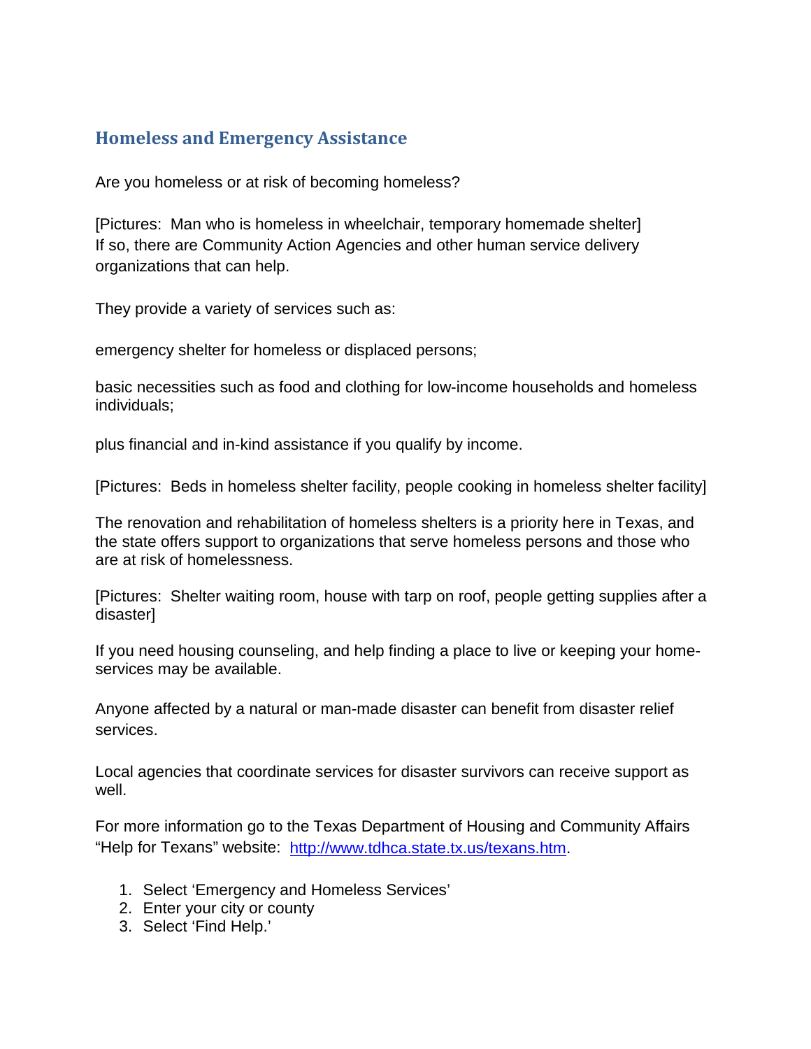## Homeless and Emergency Assistance

Are you homeless or at risk of becoming homeless?

[Pictures: Man who is homeless in wheelchair, temporary homemade shelter]
If so, there are Community Action Agencies and other human service delivery organizations that can help.

They provide a variety of services such as:

emergency shelter for homeless or displaced persons;

basic necessities such as food and clothing for low-income households and homeless individuals;

plus financial and in-kind assistance if you qualify by income.

[Pictures: Beds in homeless shelter facility, people cooking in homeless shelter facility]

The renovation and rehabilitation of homeless shelters is a priority here in Texas, and the state offers support to organizations that serve homeless persons and those who are at risk of homelessness.

[Pictures: Shelter waiting room, house with tarp on roof, people getting supplies after a disaster]

If you need housing counseling, and help finding a place to live or keeping your home- services may be available.

Anyone affected by a natural or man-made disaster can benefit from disaster relief services.

Local agencies that coordinate services for disaster survivors can receive support as well.

For more information go to the Texas Department of Housing and Community Affairs "Help for Texans" website: [http://www.tdhca.state.tx.us/texans.htm](http://www.tdhca.state.tx.us/texans.htm).

1. Select 'Emergency and Homeless Services'
2. Enter your city or county
3. Select 'Find Help.'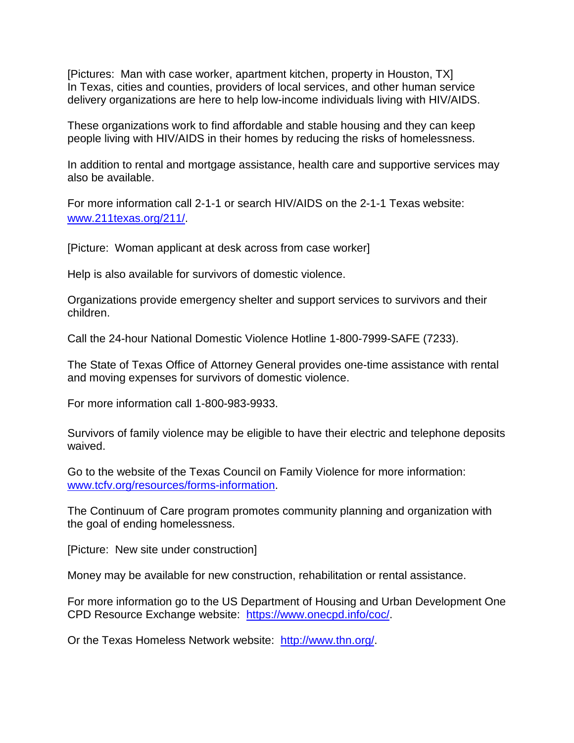[Pictures: Man with case worker, apartment kitchen, property in Houston, TX]
In Texas, cities and counties, providers of local services, and other human service delivery organizations are here to help low-income individuals living with HIV/AIDS.

These organizations work to find affordable and stable housing and they can keep people living with HIV/AIDS in their homes by reducing the risks of homelessness.

In addition to rental and mortgage assistance, health care and supportive services may also be available.

For more information call 2-1-1 or search HIV/AIDS on the 2-1-1 Texas website: [www.211texas.org/211/](www.211texas.org/211/).

[Picture: Woman applicant at desk across from case worker]

Help is also available for survivors of domestic violence.

Organizations provide emergency shelter and support services to survivors and their children.

Call the 24-hour National Domestic Violence Hotline 1-800-7999-SAFE (7233).

The State of Texas Office of Attorney General provides one-time assistance with rental and moving expenses for survivors of domestic violence.

For more information call 1-800-983-9933.

Survivors of family violence may be eligible to have their electric and telephone deposits waived.

Go to the website of the Texas Council on Family Violence for more information: [www.tcfv.org/resources/forms-information](www.tcfv.org/resources/forms-information).

The Continuum of Care program promotes community planning and organization with the goal of ending homelessness.

[Picture: New site under construction]

Money may be available for new construction, rehabilitation or rental assistance.

For more information go to the US Department of Housing and Urban Development One CPD Resource Exchange website: [https://www.onecpd.info/coc/](https://www.onecpd.info/coc/).

Or the Texas Homeless Network website: [http://www.thn.org/](http://www.thn.org/).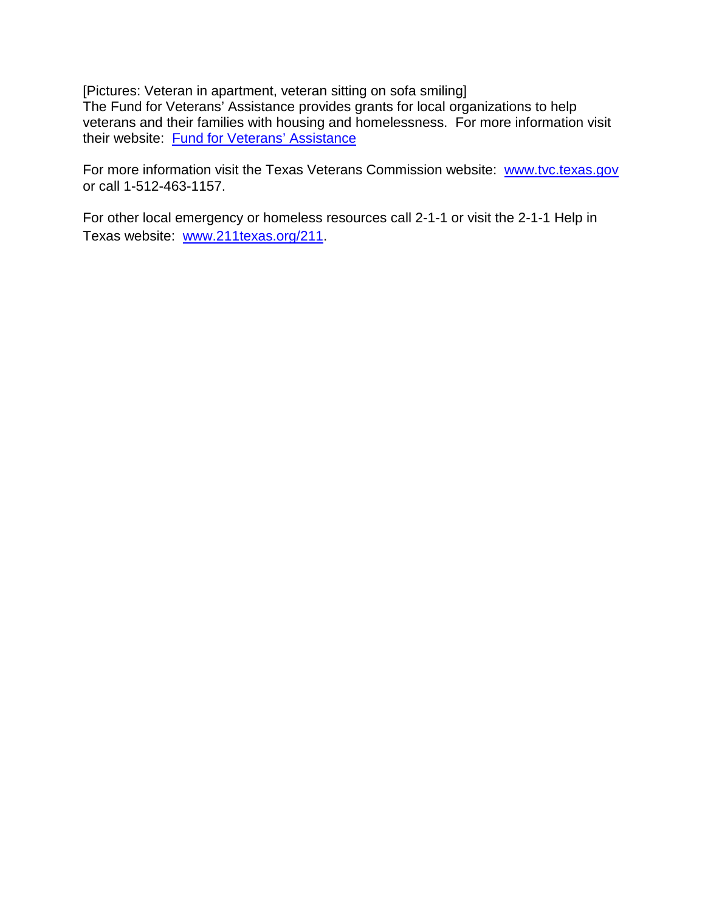[Pictures: Veteran in apartment, veteran sitting on sofa smiling]
The Fund for Veterans' Assistance provides grants for local organizations to help veterans and their families with housing and homelessness. For more information visit their website: [Fund for Veterans' Assistance]

For more information visit the Texas Veterans Commission website: www.tvc.texas.gov or call 1-512-463-1157.

For other local emergency or homeless resources call 2-1-1 or visit the 2-1-1 Help in Texas website: www.211texas.org/211.